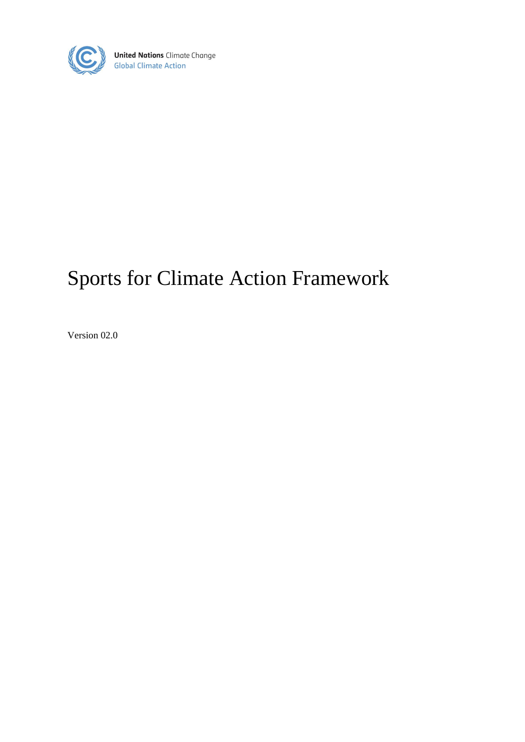United Nations Climate Change
Global Climate Action

# Sports for Climate Action Framework

Version 02.0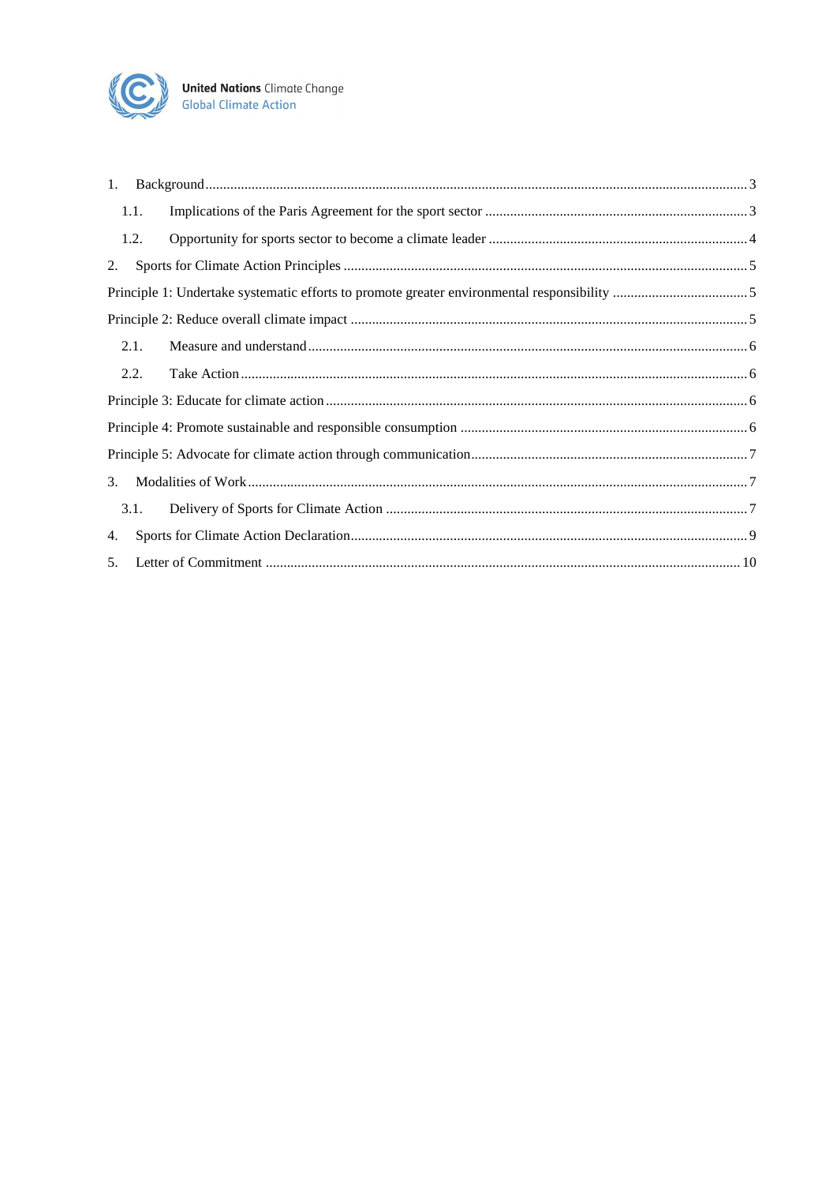1. Background ........................................................................................................................................... 3

   1.1. Implications of the Paris Agreement for the sport sector ......................................................................... 3

   1.2. Opportunity for sports sector to become a climate leader ........................................................................ 4

2. Sports for Climate Action Principles ................................................................................................................. 5

Principle 1: Undertake systematic efforts to promote greater environmental responsibility ...................................... 5

Principle 2: Reduce overall climate impact ............................................................................................................... 5

   2.1. Measure and understand ........................................................................................................................... 6

   2.2. Take Action .............................................................................................................................................. 6

Principle 3: Educate for climate action ..................................................................................................................... 6

Principle 4: Promote sustainable and responsible consumption ................................................................................ 6

Principle 5: Advocate for climate action through communication ............................................................................ 7

3. Modalities of Work ........................................................................................................................................... 7

   3.1. Delivery of Sports for Climate Action ..................................................................................................... 7

4. Sports for Climate Action Declaration ............................................................................................................... 9

5. Letter of Commitment .................................................................................................................................... 10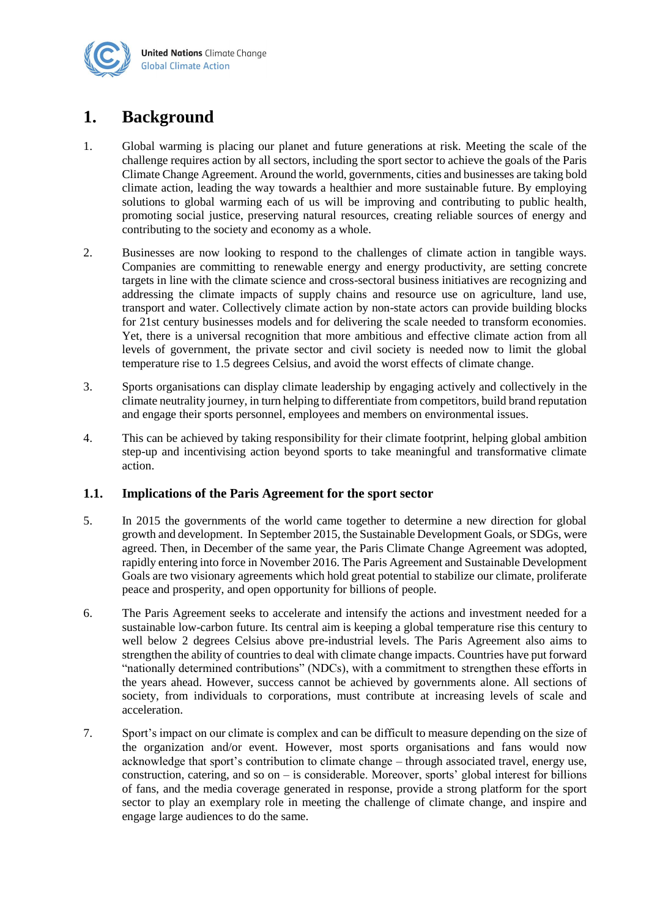# 1. Background

1. Global warming is placing our planet and future generations at risk. Meeting the scale of the challenge requires action by all sectors, including the sport sector to achieve the goals of the Paris Climate Change Agreement. Around the world, governments, cities and businesses are taking bold climate action, leading the way towards a healthier and more sustainable future. By employing solutions to global warming each of us will be improving and contributing to public health, promoting social justice, preserving natural resources, creating reliable sources of energy and contributing to the society and economy as a whole.

2. Businesses are now looking to respond to the challenges of climate action in tangible ways. Companies are committing to renewable energy and energy productivity, are setting concrete targets in line with the climate science and cross-sectoral business initiatives are recognizing and addressing the climate impacts of supply chains and resource use on agriculture, land use, transport and water. Collectively climate action by non-state actors can provide building blocks for 21st century businesses models and for delivering the scale needed to transform economies. Yet, there is a universal recognition that more ambitious and effective climate action from all levels of government, the private sector and civil society is needed now to limit the global temperature rise to 1.5 degrees Celsius, and avoid the worst effects of climate change.

3. Sports organisations can display climate leadership by engaging actively and collectively in the climate neutrality journey, in turn helping to differentiate from competitors, build brand reputation and engage their sports personnel, employees and members on environmental issues.

4. This can be achieved by taking responsibility for their climate footprint, helping global ambition step-up and incentivising action beyond sports to take meaningful and transformative climate action.

## 1.1. Implications of the Paris Agreement for the sport sector

5. In 2015 the governments of the world came together to determine a new direction for global growth and development. In September 2015, the Sustainable Development Goals, or SDGs, were agreed. Then, in December of the same year, the Paris Climate Change Agreement was adopted, rapidly entering into force in November 2016. The Paris Agreement and Sustainable Development Goals are two visionary agreements which hold great potential to stabilize our climate, proliferate peace and prosperity, and open opportunity for billions of people.

6. The Paris Agreement seeks to accelerate and intensify the actions and investment needed for a sustainable low-carbon future. Its central aim is keeping a global temperature rise this century to well below 2 degrees Celsius above pre-industrial levels. The Paris Agreement also aims to strengthen the ability of countries to deal with climate change impacts. Countries have put forward "nationally determined contributions" (NDCs), with a commitment to strengthen these efforts in the years ahead. However, success cannot be achieved by governments alone. All sections of society, from individuals to corporations, must contribute at increasing levels of scale and acceleration.

7. Sport's impact on our climate is complex and can be difficult to measure depending on the size of the organization and/or event. However, most sports organisations and fans would now acknowledge that sport's contribution to climate change – through associated travel, energy use, construction, catering, and so on – is considerable. Moreover, sports' global interest for billions of fans, and the media coverage generated in response, provide a strong platform for the sport sector to play an exemplary role in meeting the challenge of climate change, and inspire and engage large audiences to do the same.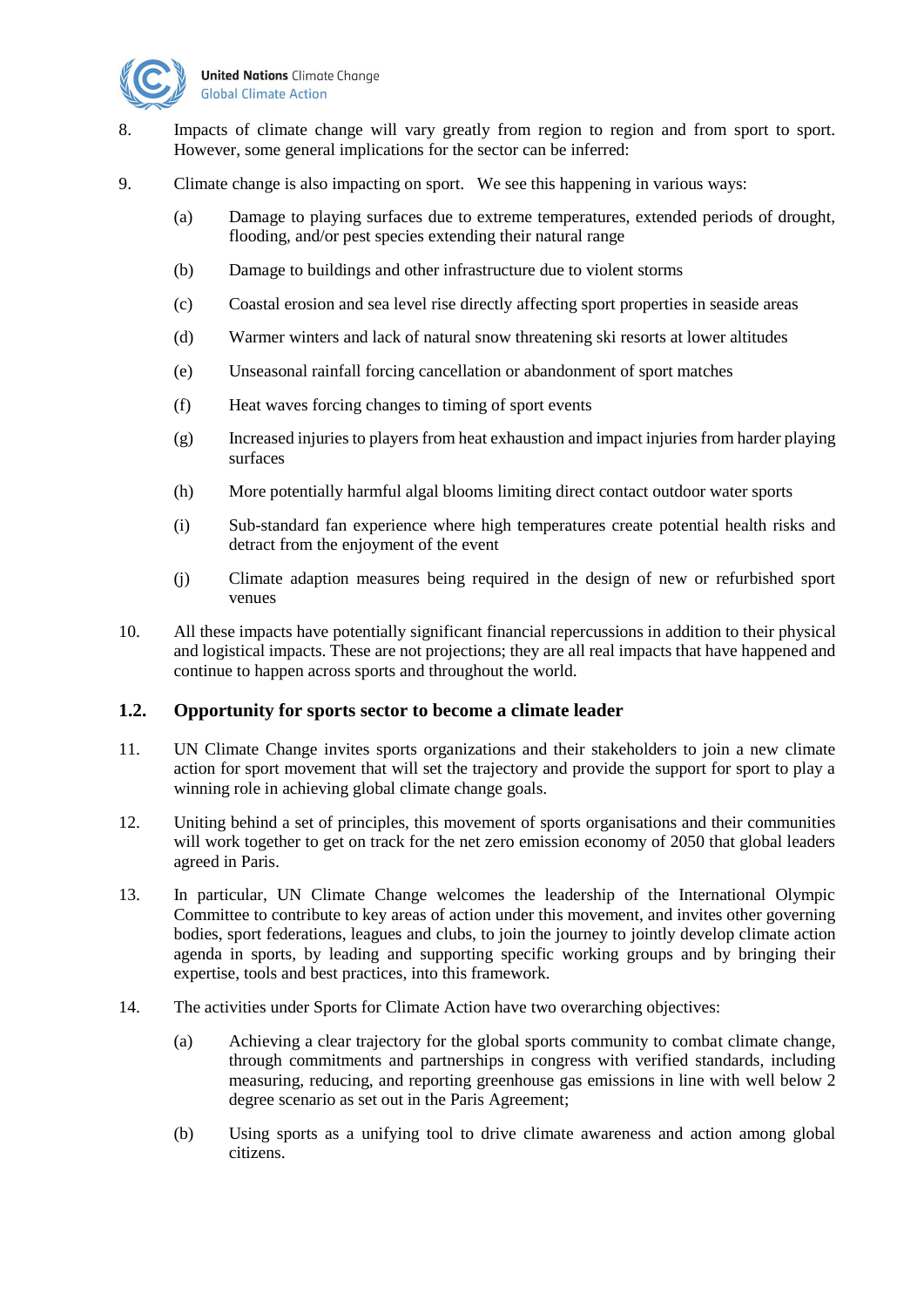8. Impacts of climate change will vary greatly from region to region and from sport to sport. However, some general implications for the sector can be inferred:

9. Climate change is also impacting on sport. We see this happening in various ways:

   (a) Damage to playing surfaces due to extreme temperatures, extended periods of drought, flooding, and/or pest species extending their natural range

   (b) Damage to buildings and other infrastructure due to violent storms

   (c) Coastal erosion and sea level rise directly affecting sport properties in seaside areas

   (d) Warmer winters and lack of natural snow threatening ski resorts at lower altitudes

   (e) Unseasonal rainfall forcing cancellation or abandonment of sport matches

   (f) Heat waves forcing changes to timing of sport events

   (g) Increased injuries to players from heat exhaustion and impact injuries from harder playing surfaces

   (h) More potentially harmful algal blooms limiting direct contact outdoor water sports

   (i) Sub-standard fan experience where high temperatures create potential health risks and detract from the enjoyment of the event

   (j) Climate adaption measures being required in the design of new or refurbished sport venues

10. All these impacts have potentially significant financial repercussions in addition to their physical and logistical impacts. These are not projections; they are all real impacts that have happened and continue to happen across sports and throughout the world.

## 1.2. Opportunity for sports sector to become a climate leader

11. UN Climate Change invites sports organizations and their stakeholders to join a new climate action for sport movement that will set the trajectory and provide the support for sport to play a winning role in achieving global climate change goals.

12. Uniting behind a set of principles, this movement of sports organisations and their communities will work together to get on track for the net zero emission economy of 2050 that global leaders agreed in Paris.

13. In particular, UN Climate Change welcomes the leadership of the International Olympic Committee to contribute to key areas of action under this movement, and invites other governing bodies, sport federations, leagues and clubs, to join the journey to jointly develop climate action agenda in sports, by leading and supporting specific working groups and by bringing their expertise, tools and best practices, into this framework.

14. The activities under Sports for Climate Action have two overarching objectives:

   (a) Achieving a clear trajectory for the global sports community to combat climate change, through commitments and partnerships in congress with verified standards, including measuring, reducing, and reporting greenhouse gas emissions in line with well below 2 degree scenario as set out in the Paris Agreement;

   (b) Using sports as a unifying tool to drive climate awareness and action among global citizens.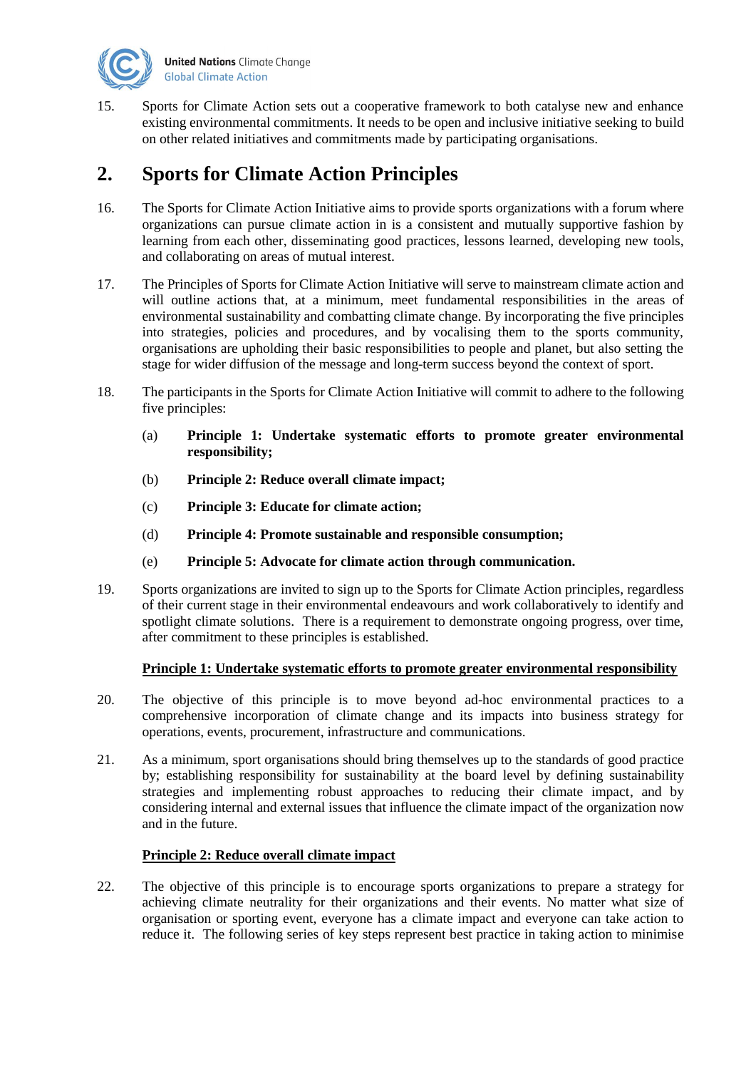15. Sports for Climate Action sets out a cooperative framework to both catalyse new and enhance existing environmental commitments. It needs to be open and inclusive initiative seeking to build on other related initiatives and commitments made by participating organisations.

## 2. Sports for Climate Action Principles

16. The Sports for Climate Action Initiative aims to provide sports organizations with a forum where organizations can pursue climate action in is a consistent and mutually supportive fashion by learning from each other, disseminating good practices, lessons learned, developing new tools, and collaborating on areas of mutual interest.

17. The Principles of Sports for Climate Action Initiative will serve to mainstream climate action and will outline actions that, at a minimum, meet fundamental responsibilities in the areas of environmental sustainability and combatting climate change. By incorporating the five principles into strategies, policies and procedures, and by vocalising them to the sports community, organisations are upholding their basic responsibilities to people and planet, but also setting the stage for wider diffusion of the message and long-term success beyond the context of sport.

18. The participants in the Sports for Climate Action Initiative will commit to adhere to the following five principles:

    (a) **Principle 1: Undertake systematic efforts to promote greater environmental responsibility;**

    (b) **Principle 2: Reduce overall climate impact;**

    (c) **Principle 3: Educate for climate action;**

    (d) **Principle 4: Promote sustainable and responsible consumption;**

    (e) **Principle 5: Advocate for climate action through communication.**

19. Sports organizations are invited to sign up to the Sports for Climate Action principles, regardless of their current stage in their environmental endeavours and work collaboratively to identify and spotlight climate solutions. There is a requirement to demonstrate ongoing progress, over time, after commitment to these principles is established.

**Principle 1: Undertake systematic efforts to promote greater environmental responsibility**

20. The objective of this principle is to move beyond ad-hoc environmental practices to a comprehensive incorporation of climate change and its impacts into business strategy for operations, events, procurement, infrastructure and communications.

21. As a minimum, sport organisations should bring themselves up to the standards of good practice by; establishing responsibility for sustainability at the board level by defining sustainability strategies and implementing robust approaches to reducing their climate impact, and by considering internal and external issues that influence the climate impact of the organization now and in the future.

**Principle 2: Reduce overall climate impact**

22. The objective of this principle is to encourage sports organizations to prepare a strategy for achieving climate neutrality for their organizations and their events. No matter what size of organisation or sporting event, everyone has a climate impact and everyone can take action to reduce it. The following series of key steps represent best practice in taking action to minimise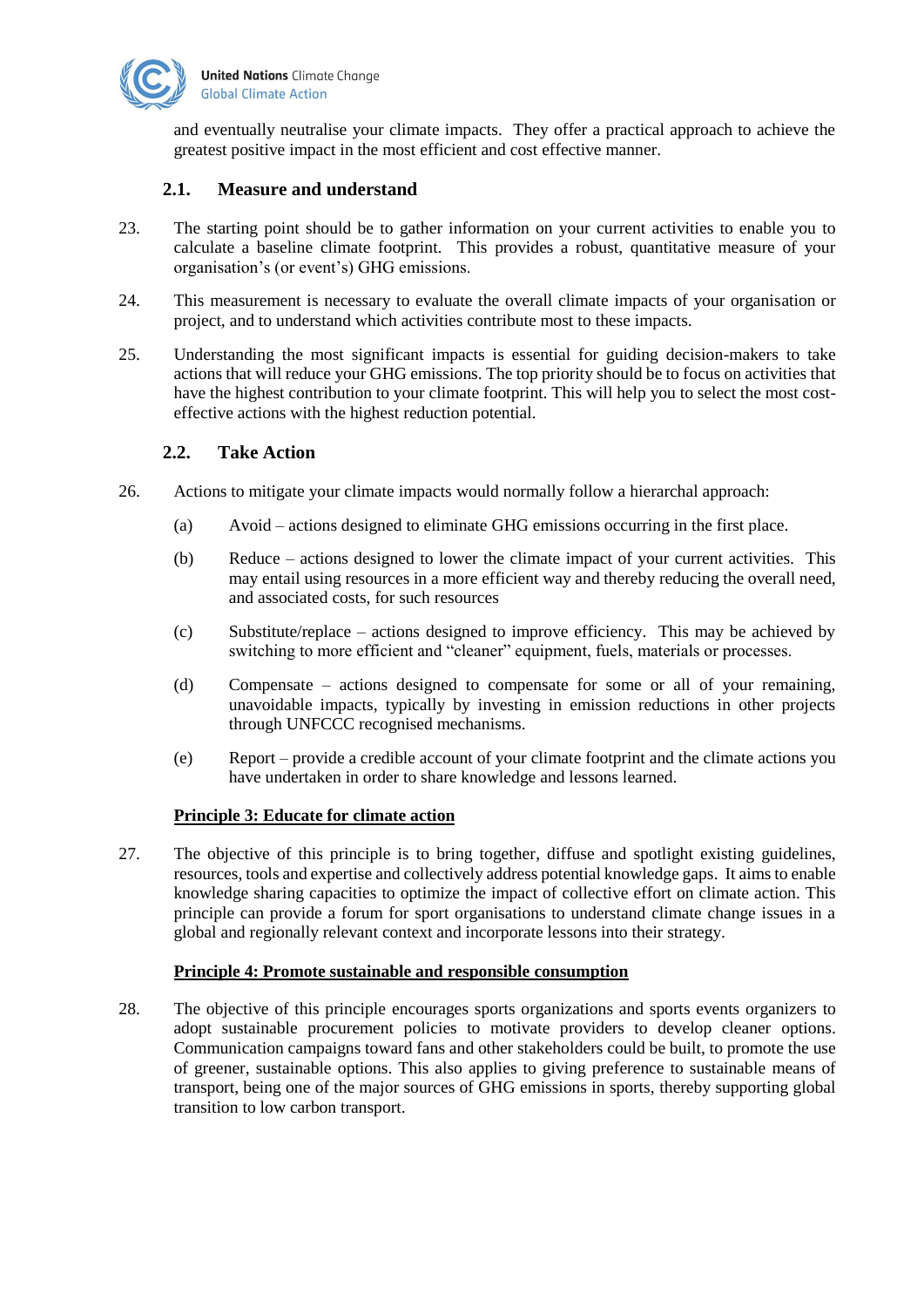and eventually neutralise your climate impacts. They offer a practical approach to achieve the greatest positive impact in the most efficient and cost effective manner.

### 2.1. Measure and understand

23. The starting point should be to gather information on your current activities to enable you to calculate a baseline climate footprint. This provides a robust, quantitative measure of your organisation's (or event's) GHG emissions.

24. This measurement is necessary to evaluate the overall climate impacts of your organisation or project, and to understand which activities contribute most to these impacts.

25. Understanding the most significant impacts is essential for guiding decision-makers to take actions that will reduce your GHG emissions. The top priority should be to focus on activities that have the highest contribution to your climate footprint. This will help you to select the most cost-effective actions with the highest reduction potential.

### 2.2. Take Action

26. Actions to mitigate your climate impacts would normally follow a hierarchal approach:

    (a) Avoid – actions designed to eliminate GHG emissions occurring in the first place.

    (b) Reduce – actions designed to lower the climate impact of your current activities. This may entail using resources in a more efficient way and thereby reducing the overall need, and associated costs, for such resources

    (c) Substitute/replace – actions designed to improve efficiency. This may be achieved by switching to more efficient and "cleaner" equipment, fuels, materials or processes.

    (d) Compensate – actions designed to compensate for some or all of your remaining, unavoidable impacts, typically by investing in emission reductions in other projects through UNFCCC recognised mechanisms.

    (e) Report – provide a credible account of your climate footprint and the climate actions you have undertaken in order to share knowledge and lessons learned.

**Principle 3: Educate for climate action**

27. The objective of this principle is to bring together, diffuse and spotlight existing guidelines, resources, tools and expertise and collectively address potential knowledge gaps. It aims to enable knowledge sharing capacities to optimize the impact of collective effort on climate action. This principle can provide a forum for sport organisations to understand climate change issues in a global and regionally relevant context and incorporate lessons into their strategy.

**Principle 4: Promote sustainable and responsible consumption**

28. The objective of this principle encourages sports organizations and sports events organizers to adopt sustainable procurement policies to motivate providers to develop cleaner options. Communication campaigns toward fans and other stakeholders could be built, to promote the use of greener, sustainable options. This also applies to giving preference to sustainable means of transport, being one of the major sources of GHG emissions in sports, thereby supporting global transition to low carbon transport.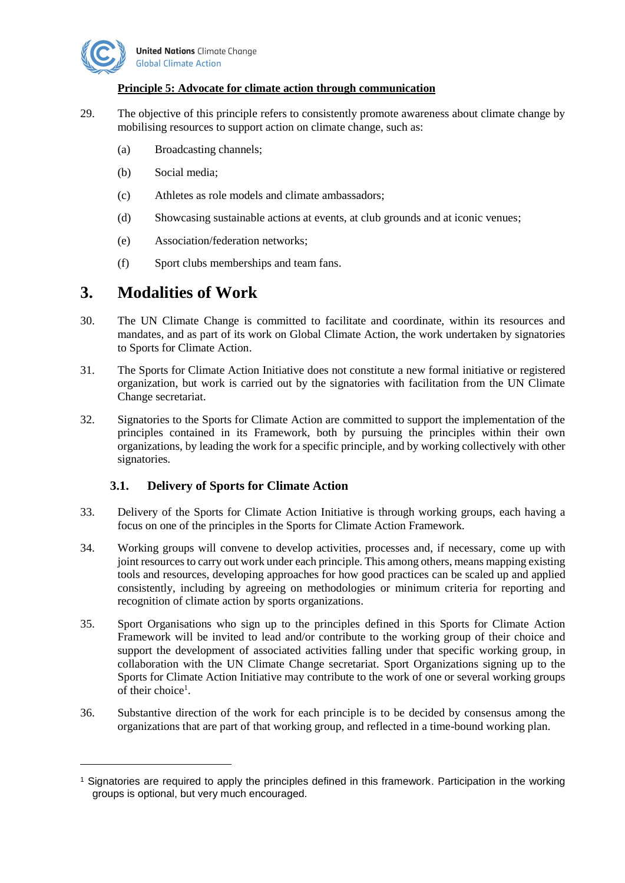**Principle 5: Advocate for climate action through communication**

29. The objective of this principle refers to consistently promote awareness about climate change by mobilising resources to support action on climate change, such as:

    (a) Broadcasting channels;

    (b) Social media;

    (c) Athletes as role models and climate ambassadors;

    (d) Showcasing sustainable actions at events, at club grounds and at iconic venues;

    (e) Association/federation networks;

    (f) Sport clubs memberships and team fans.

# 3. Modalities of Work

30. The UN Climate Change is committed to facilitate and coordinate, within its resources and mandates, and as part of its work on Global Climate Action, the work undertaken by signatories to Sports for Climate Action.

31. The Sports for Climate Action Initiative does not constitute a new formal initiative or registered organization, but work is carried out by the signatories with facilitation from the UN Climate Change secretariat.

32. Signatories to the Sports for Climate Action are committed to support the implementation of the principles contained in its Framework, both by pursuing the principles within their own organizations, by leading the work for a specific principle, and by working collectively with other signatories.

## 3.1. Delivery of Sports for Climate Action

33. Delivery of the Sports for Climate Action Initiative is through working groups, each having a focus on one of the principles in the Sports for Climate Action Framework.

34. Working groups will convene to develop activities, processes and, if necessary, come up with joint resources to carry out work under each principle. This among others, means mapping existing tools and resources, developing approaches for how good practices can be scaled up and applied consistently, including by agreeing on methodologies or minimum criteria for reporting and recognition of climate action by sports organizations.

35. Sport Organisations who sign up to the principles defined in this Sports for Climate Action Framework will be invited to lead and/or contribute to the working group of their choice and support the development of associated activities falling under that specific working group, in collaboration with the UN Climate Change secretariat. Sport Organizations signing up to the Sports for Climate Action Initiative may contribute to the work of one or several working groups of their choice[1].

36. Substantive direction of the work for each principle is to be decided by consensus among the organizations that are part of that working group, and reflected in a time-bound working plan.

---

[1] Signatories are required to apply the principles defined in this framework. Participation in the working groups is optional, but very much encouraged.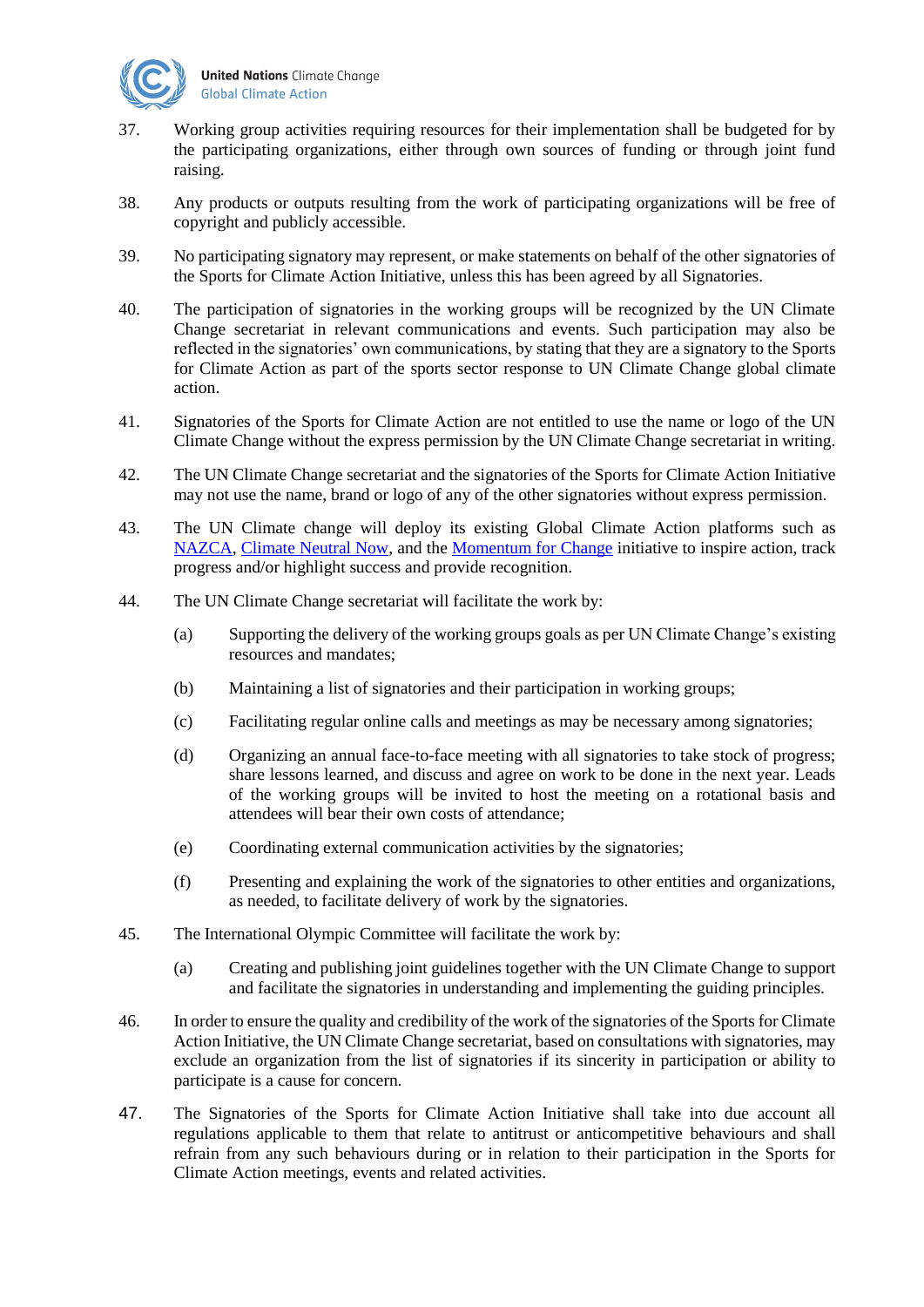37. Working group activities requiring resources for their implementation shall be budgeted for by the participating organizations, either through own sources of funding or through joint fund raising.

38. Any products or outputs resulting from the work of participating organizations will be free of copyright and publicly accessible.

39. No participating signatory may represent, or make statements on behalf of the other signatories of the Sports for Climate Action Initiative, unless this has been agreed by all Signatories.

40. The participation of signatories in the working groups will be recognized by the UN Climate Change secretariat in relevant communications and events. Such participation may also be reflected in the signatories' own communications, by stating that they are a signatory to the Sports for Climate Action as part of the sports sector response to UN Climate Change global climate action.

41. Signatories of the Sports for Climate Action are not entitled to use the name or logo of the UN Climate Change without the express permission by the UN Climate Change secretariat in writing.

42. The UN Climate Change secretariat and the signatories of the Sports for Climate Action Initiative may not use the name, brand or logo of any of the other signatories without express permission.

43. The UN Climate change will deploy its existing Global Climate Action platforms such as NAZCA, Climate Neutral Now, and the Momentum for Change initiative to inspire action, track progress and/or highlight success and provide recognition.

44. The UN Climate Change secretariat will facilitate the work by:

    (a) Supporting the delivery of the working groups goals as per UN Climate Change's existing resources and mandates;

    (b) Maintaining a list of signatories and their participation in working groups;

    (c) Facilitating regular online calls and meetings as may be necessary among signatories;

    (d) Organizing an annual face-to-face meeting with all signatories to take stock of progress; share lessons learned, and discuss and agree on work to be done in the next year. Leads of the working groups will be invited to host the meeting on a rotational basis and attendees will bear their own costs of attendance;

    (e) Coordinating external communication activities by the signatories;

    (f) Presenting and explaining the work of the signatories to other entities and organizations, as needed, to facilitate delivery of work by the signatories.

45. The International Olympic Committee will facilitate the work by:

    (a) Creating and publishing joint guidelines together with the UN Climate Change to support and facilitate the signatories in understanding and implementing the guiding principles.

46. In order to ensure the quality and credibility of the work of the signatories of the Sports for Climate Action Initiative, the UN Climate Change secretariat, based on consultations with signatories, may exclude an organization from the list of signatories if its sincerity in participation or ability to participate is a cause for concern.

47. The Signatories of the Sports for Climate Action Initiative shall take into due account all regulations applicable to them that relate to antitrust or anticompetitive behaviours and shall refrain from any such behaviours during or in relation to their participation in the Sports for Climate Action meetings, events and related activities.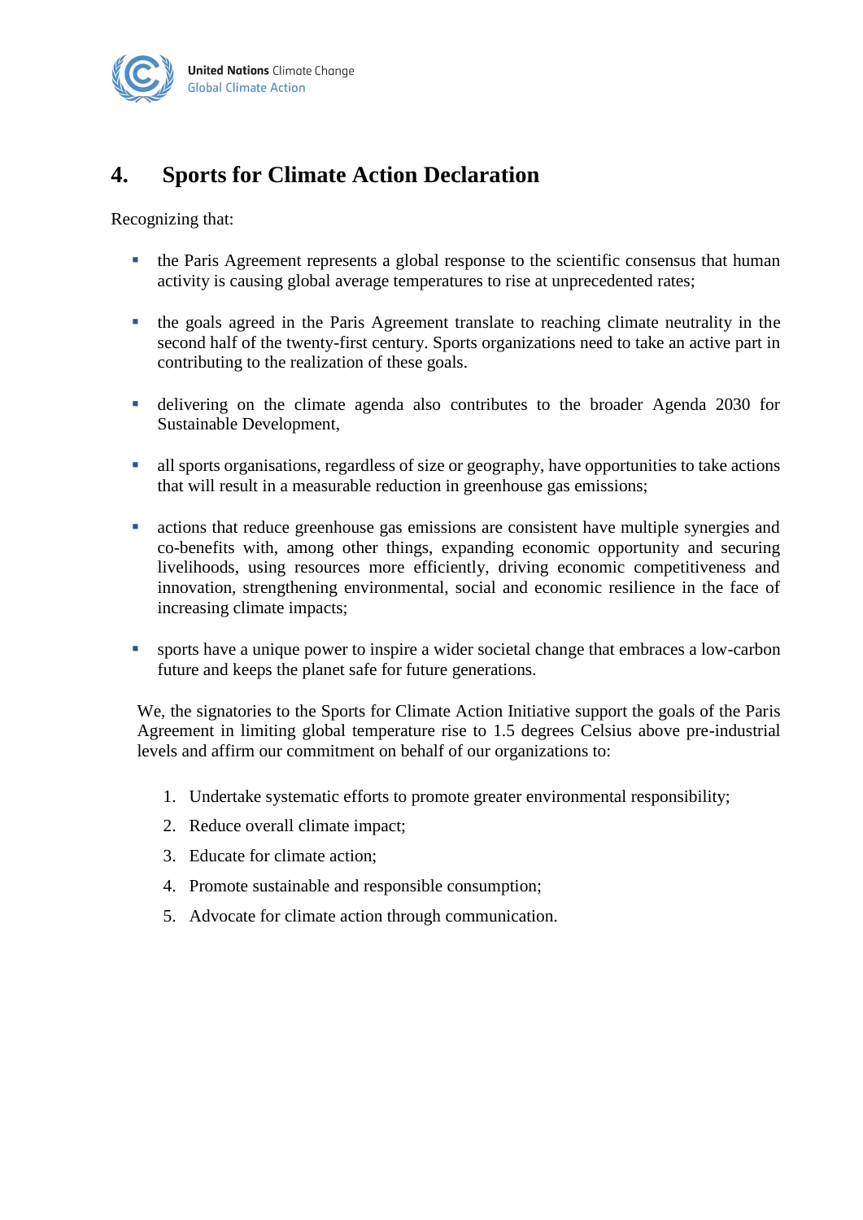## 4. Sports for Climate Action Declaration

Recognizing that:

- the Paris Agreement represents a global response to the scientific consensus that human activity is causing global average temperatures to rise at unprecedented rates;
- the goals agreed in the Paris Agreement translate to reaching climate neutrality in the second half of the twenty-first century. Sports organizations need to take an active part in contributing to the realization of these goals.
- delivering on the climate agenda also contributes to the broader Agenda 2030 for Sustainable Development,
- all sports organisations, regardless of size or geography, have opportunities to take actions that will result in a measurable reduction in greenhouse gas emissions;
- actions that reduce greenhouse gas emissions are consistent have multiple synergies and co-benefits with, among other things, expanding economic opportunity and securing livelihoods, using resources more efficiently, driving economic competitiveness and innovation, strengthening environmental, social and economic resilience in the face of increasing climate impacts;
- sports have a unique power to inspire a wider societal change that embraces a low-carbon future and keeps the planet safe for future generations.

We, the signatories to the Sports for Climate Action Initiative support the goals of the Paris Agreement in limiting global temperature rise to 1.5 degrees Celsius above pre-industrial levels and affirm our commitment on behalf of our organizations to:

1. Undertake systematic efforts to promote greater environmental responsibility;
2. Reduce overall climate impact;
3. Educate for climate action;
4. Promote sustainable and responsible consumption;
5. Advocate for climate action through communication.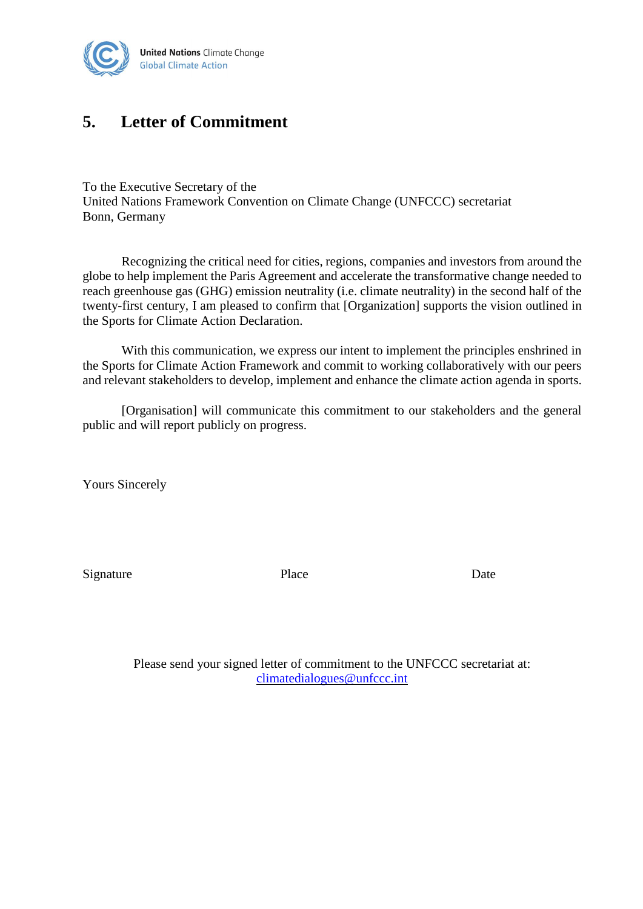United Nations Climate Change
Global Climate Action

# 5. Letter of Commitment

To the Executive Secretary of the
United Nations Framework Convention on Climate Change (UNFCCC) secretariat
Bonn, Germany

Recognizing the critical need for cities, regions, companies and investors from around the globe to help implement the Paris Agreement and accelerate the transformative change needed to reach greenhouse gas (GHG) emission neutrality (i.e. climate neutrality) in the second half of the twenty-first century, I am pleased to confirm that [Organization] supports the vision outlined in the Sports for Climate Action Declaration.

With this communication, we express our intent to implement the principles enshrined in the Sports for Climate Action Framework and commit to working collaboratively with our peers and relevant stakeholders to develop, implement and enhance the climate action agenda in sports.

[Organisation] will communicate this commitment to our stakeholders and the general public and will report publicly on progress.

Yours Sincerely

Signature Place Date

Please send your signed letter of commitment to the UNFCCC secretariat at:
climatedialogues@unfccc.int